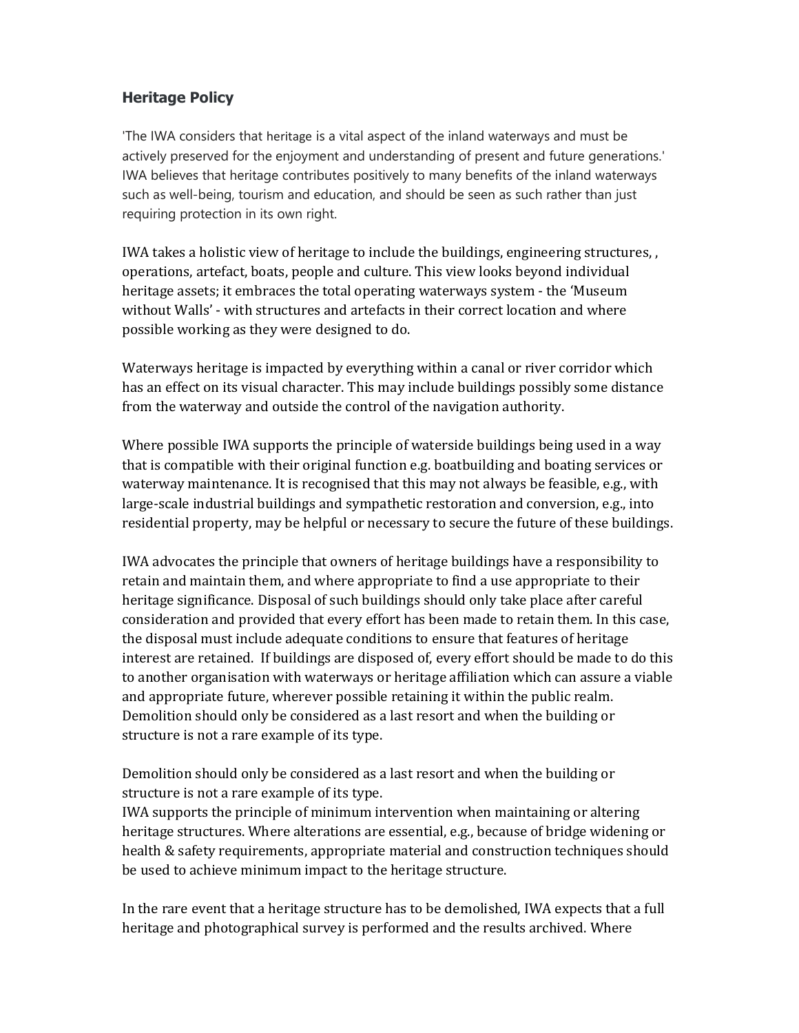## Heritage Policy

'The IWA considers that heritage is a vital aspect of the inland waterways and must be actively preserved for the enjoyment and understanding of present and future generations.' IWA believes that heritage contributes positively to many benefits of the inland waterways such as well-being, tourism and education, and should be seen as such rather than just requiring protection in its own right.

IWA takes a holistic view of heritage to include the buildings, engineering structures, , operations, artefact, boats, people and culture. This view looks beyond individual heritage assets; it embraces the total operating waterways system - the 'Museum without Walls' - with structures and artefacts in their correct location and where possible working as they were designed to do.

Waterways heritage is impacted by everything within a canal or river corridor which has an effect on its visual character. This may include buildings possibly some distance from the waterway and outside the control of the navigation authority.

Where possible IWA supports the principle of waterside buildings being used in a way that is compatible with their original function e.g. boatbuilding and boating services or waterway maintenance. It is recognised that this may not always be feasible, e.g., with large-scale industrial buildings and sympathetic restoration and conversion, e.g., into residential property, may be helpful or necessary to secure the future of these buildings.

IWA advocates the principle that owners of heritage buildings have a responsibility to retain and maintain them, and where appropriate to find a use appropriate to their heritage significance. Disposal of such buildings should only take place after careful consideration and provided that every effort has been made to retain them. In this case, the disposal must include adequate conditions to ensure that features of heritage interest are retained. If buildings are disposed of, every effort should be made to do this to another organisation with waterways or heritage affiliation which can assure a viable and appropriate future, wherever possible retaining it within the public realm. Demolition should only be considered as a last resort and when the building or structure is not a rare example of its type.

Demolition should only be considered as a last resort and when the building or structure is not a rare example of its type.
IWA supports the principle of minimum intervention when maintaining or altering heritage structures. Where alterations are essential, e.g., because of bridge widening or health & safety requirements, appropriate material and construction techniques should be used to achieve minimum impact to the heritage structure.

In the rare event that a heritage structure has to be demolished, IWA expects that a full heritage and photographical survey is performed and the results archived. Where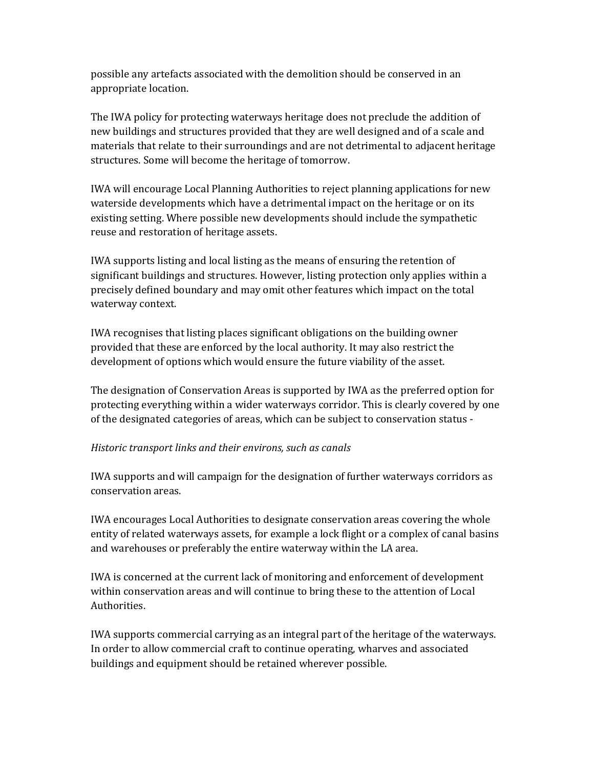possible any artefacts associated with the demolition should be conserved in an appropriate location.

The IWA policy for protecting waterways heritage does not preclude the addition of new buildings and structures provided that they are well designed and of a scale and materials that relate to their surroundings and are not detrimental to adjacent heritage structures. Some will become the heritage of tomorrow.

IWA will encourage Local Planning Authorities to reject planning applications for new waterside developments which have a detrimental impact on the heritage or on its existing setting. Where possible new developments should include the sympathetic reuse and restoration of heritage assets.

IWA supports listing and local listing as the means of ensuring the retention of significant buildings and structures. However, listing protection only applies within a precisely defined boundary and may omit other features which impact on the total waterway context.

IWA recognises that listing places significant obligations on the building owner provided that these are enforced by the local authority. It may also restrict the development of options which would ensure the future viability of the asset.

The designation of Conservation Areas is supported by IWA as the preferred option for protecting everything within a wider waterways corridor. This is clearly covered by one of the designated categories of areas, which can be subject to conservation status -

*Historic transport links and their environs, such as canals*

IWA supports and will campaign for the designation of further waterways corridors as conservation areas.

IWA encourages Local Authorities to designate conservation areas covering the whole entity of related waterways assets, for example a lock flight or a complex of canal basins and warehouses or preferably the entire waterway within the LA area.

IWA is concerned at the current lack of monitoring and enforcement of development within conservation areas and will continue to bring these to the attention of Local Authorities.

IWA supports commercial carrying as an integral part of the heritage of the waterways. In order to allow commercial craft to continue operating, wharves and associated buildings and equipment should be retained wherever possible.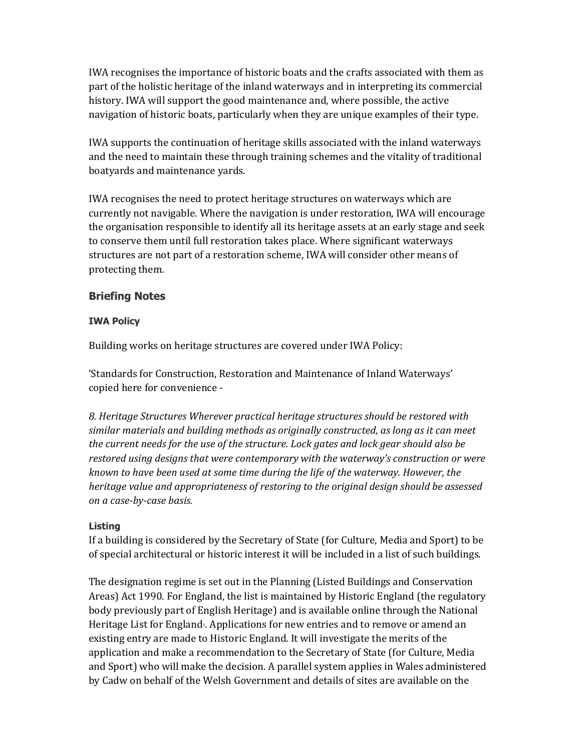IWA recognises the importance of historic boats and the crafts associated with them as part of the holistic heritage of the inland waterways and in interpreting its commercial history. IWA will support the good maintenance and, where possible, the active navigation of historic boats, particularly when they are unique examples of their type.

IWA supports the continuation of heritage skills associated with the inland waterways and the need to maintain these through training schemes and the vitality of traditional boatyards and maintenance yards.

IWA recognises the need to protect heritage structures on waterways which are currently not navigable. Where the navigation is under restoration, IWA will encourage the organisation responsible to identify all its heritage assets at an early stage and seek to conserve them until full restoration takes place. Where significant waterways structures are not part of a restoration scheme, IWA will consider other means of protecting them.

## Briefing Notes

### IWA Policy

Building works on heritage structures are covered under IWA Policy:

'Standards for Construction, Restoration and Maintenance of Inland Waterways' copied here for convenience -

*8. Heritage Structures Wherever practical heritage structures should be restored with similar materials and building methods as originally constructed, as long as it can meet the current needs for the use of the structure. Lock gates and lock gear should also be restored using designs that were contemporary with the waterway's construction or were known to have been used at some time during the life of the waterway. However, the heritage value and appropriateness of restoring to the original design should be assessed on a case-by-case basis.*

### Listing

If a building is considered by the Secretary of State (for Culture, Media and Sport) to be of special architectural or historic interest it will be included in a list of such buildings.

The designation regime is set out in the Planning (Listed Buildings and Conservation Areas) Act 1990. For England, the list is maintained by Historic England (the regulatory body previously part of English Heritage) and is available online through the National Heritage List for England[1]. Applications for new entries and to remove or amend an existing entry are made to Historic England. It will investigate the merits of the application and make a recommendation to the Secretary of State (for Culture, Media and Sport) who will make the decision. A parallel system applies in Wales administered by Cadw on behalf of the Welsh Government and details of sites are available on the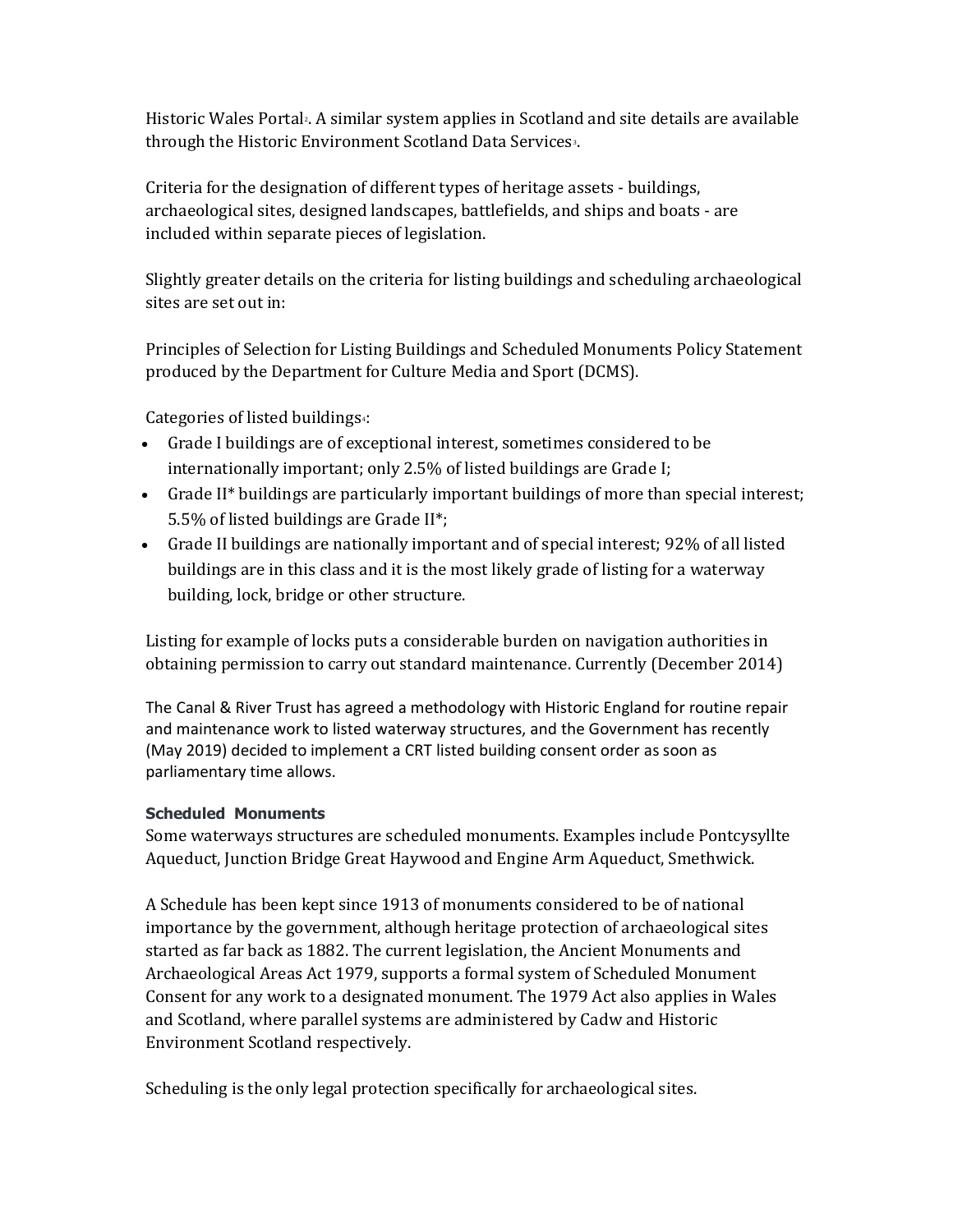Historic Wales Portal[2]. A similar system applies in Scotland and site details are available through the Historic Environment Scotland Data Services[3].

Criteria for the designation of different types of heritage assets - buildings, archaeological sites, designed landscapes, battlefields, and ships and boats - are included within separate pieces of legislation.

Slightly greater details on the criteria for listing buildings and scheduling archaeological sites are set out in:

Principles of Selection for Listing Buildings and Scheduled Monuments Policy Statement produced by the Department for Culture Media and Sport (DCMS).

Categories of listed buildings[4]:

- Grade I buildings are of exceptional interest, sometimes considered to be internationally important; only 2.5% of listed buildings are Grade I;
- Grade II* buildings are particularly important buildings of more than special interest; 5.5% of listed buildings are Grade II*;
- Grade II buildings are nationally important and of special interest; 92% of all listed buildings are in this class and it is the most likely grade of listing for a waterway building, lock, bridge or other structure.

Listing for example of locks puts a considerable burden on navigation authorities in obtaining permission to carry out standard maintenance. Currently (December 2014)

The Canal & River Trust has agreed a methodology with Historic England for routine repair and maintenance work to listed waterway structures, and the Government has recently (May 2019) decided to implement a CRT listed building consent order as soon as parliamentary time allows.

**Scheduled Monuments**

Some waterways structures are scheduled monuments. Examples include Pontcysyllte Aqueduct, Junction Bridge Great Haywood and Engine Arm Aqueduct, Smethwick.

A Schedule has been kept since 1913 of monuments considered to be of national importance by the government, although heritage protection of archaeological sites started as far back as 1882. The current legislation, the Ancient Monuments and Archaeological Areas Act 1979, supports a formal system of Scheduled Monument Consent for any work to a designated monument. The 1979 Act also applies in Wales and Scotland, where parallel systems are administered by Cadw and Historic Environment Scotland respectively.

Scheduling is the only legal protection specifically for archaeological sites.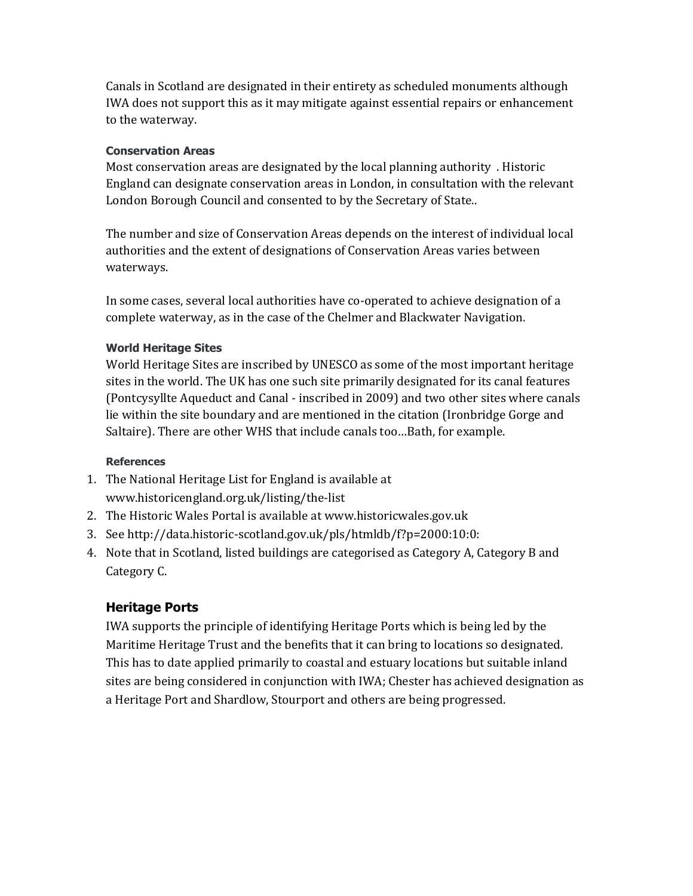Canals in Scotland are designated in their entirety as scheduled monuments although IWA does not support this as it may mitigate against essential repairs or enhancement to the waterway.

#### Conservation Areas

Most conservation areas are designated by the local planning authority . Historic England can designate conservation areas in London, in consultation with the relevant London Borough Council and consented to by the Secretary of State..

The number and size of Conservation Areas depends on the interest of individual local authorities and the extent of designations of Conservation Areas varies between waterways.

In some cases, several local authorities have co-operated to achieve designation of a complete waterway, as in the case of the Chelmer and Blackwater Navigation.

#### World Heritage Sites

World Heritage Sites are inscribed by UNESCO as some of the most important heritage sites in the world. The UK has one such site primarily designated for its canal features (Pontcysyllte Aqueduct and Canal - inscribed in 2009) and two other sites where canals lie within the site boundary and are mentioned in the citation (Ironbridge Gorge and Saltaire). There are other WHS that include canals too…Bath, for example.

#### References

1. The National Heritage List for England is available at www.historicengland.org.uk/listing/the-list
2. The Historic Wales Portal is available at www.historicwales.gov.uk
3. See http://data.historic-scotland.gov.uk/pls/htmldb/f?p=2000:10:0:
4. Note that in Scotland, listed buildings are categorised as Category A, Category B and Category C.

### Heritage Ports

IWA supports the principle of identifying Heritage Ports which is being led by the Maritime Heritage Trust and the benefits that it can bring to locations so designated. This has to date applied primarily to coastal and estuary locations but suitable inland sites are being considered in conjunction with IWA; Chester has achieved designation as a Heritage Port and Shardlow, Stourport and others are being progressed.